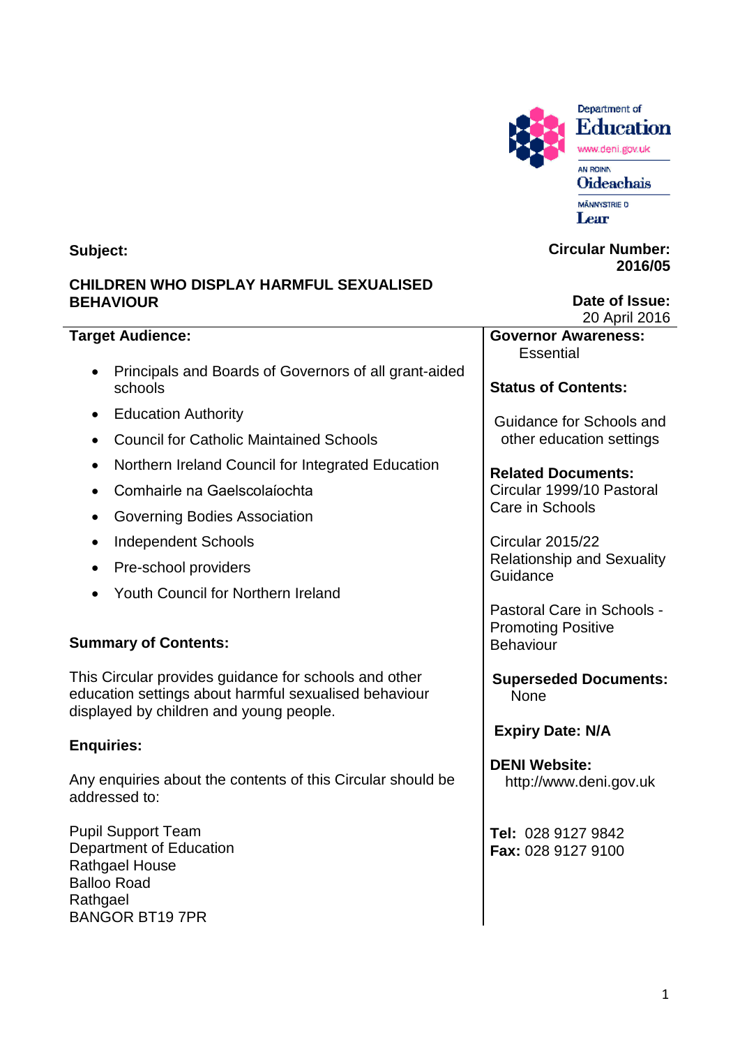Department of Education
www.deni.gov.uk
AN ROINN Oideachais
MÄNNYSTRIE O Lear

**Subject:**

**CHILDREN WHO DISPLAY HARMFUL SEXUALISED BEHAVIOUR**

**Circular Number:** 2016/05

**Date of Issue:** 20 April 2016

**Target Audience:**

- Principals and Boards of Governors of all grant-aided schools
- Education Authority
- Council for Catholic Maintained Schools
- Northern Ireland Council for Integrated Education
- Comhairle na Gaelscolaíochta
- Governing Bodies Association
- Independent Schools
- Pre-school providers
- Youth Council for Northern Ireland

**Summary of Contents:**

This Circular provides guidance for schools and other education settings about harmful sexualised behaviour displayed by children and young people.

**Enquiries:**

Any enquiries about the contents of this Circular should be addressed to:

Pupil Support Team
Department of Education
Rathgael House
Balloo Road
Rathgael
BANGOR BT19 7PR

**Governor Awareness:** Essential

**Status of Contents:**

Guidance for Schools and other education settings

**Related Documents:**
Circular 1999/10 Pastoral Care in Schools

Circular 2015/22 Relationship and Sexuality Guidance

Pastoral Care in Schools - Promoting Positive Behaviour

**Superseded Documents:** None

**Expiry Date: N/A**

**DENI Website:** http://www.deni.gov.uk

**Tel:** 028 9127 9842
**Fax:** 028 9127 9100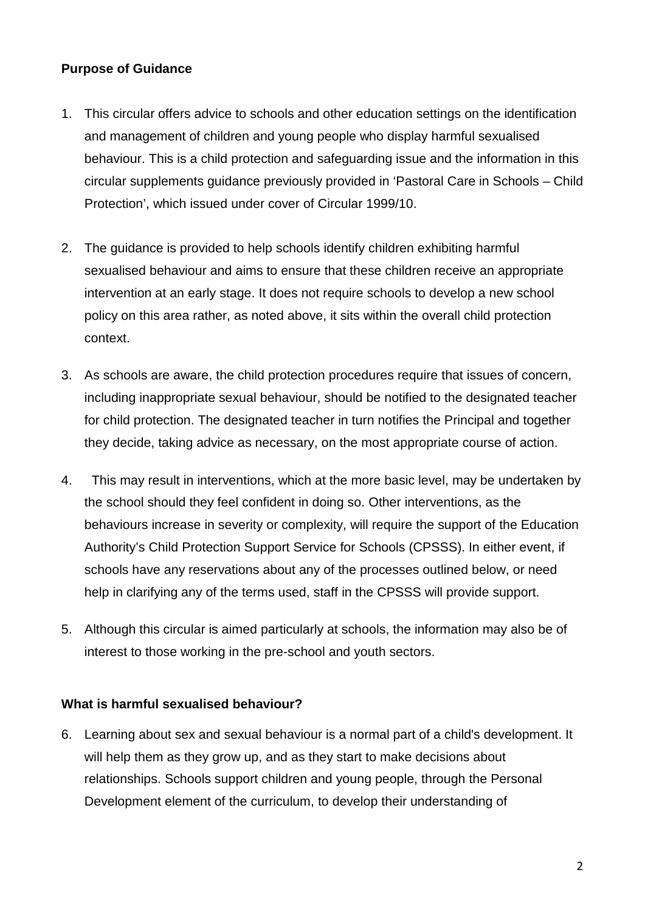**Purpose of Guidance**

1. This circular offers advice to schools and other education settings on the identification and management of children and young people who display harmful sexualised behaviour. This is a child protection and safeguarding issue and the information in this circular supplements guidance previously provided in 'Pastoral Care in Schools – Child Protection', which issued under cover of Circular 1999/10.

2. The guidance is provided to help schools identify children exhibiting harmful sexualised behaviour and aims to ensure that these children receive an appropriate intervention at an early stage. It does not require schools to develop a new school policy on this area rather, as noted above, it sits within the overall child protection context.

3. As schools are aware, the child protection procedures require that issues of concern, including inappropriate sexual behaviour, should be notified to the designated teacher for child protection. The designated teacher in turn notifies the Principal and together they decide, taking advice as necessary, on the most appropriate course of action.

4. This may result in interventions, which at the more basic level, may be undertaken by the school should they feel confident in doing so. Other interventions, as the behaviours increase in severity or complexity, will require the support of the Education Authority's Child Protection Support Service for Schools (CPSSS). In either event, if schools have any reservations about any of the processes outlined below, or need help in clarifying any of the terms used, staff in the CPSSS will provide support.

5. Although this circular is aimed particularly at schools, the information may also be of interest to those working in the pre-school and youth sectors.

**What is harmful sexualised behaviour?**

6. Learning about sex and sexual behaviour is a normal part of a child's development. It will help them as they grow up, and as they start to make decisions about relationships. Schools support children and young people, through the Personal Development element of the curriculum, to develop their understanding of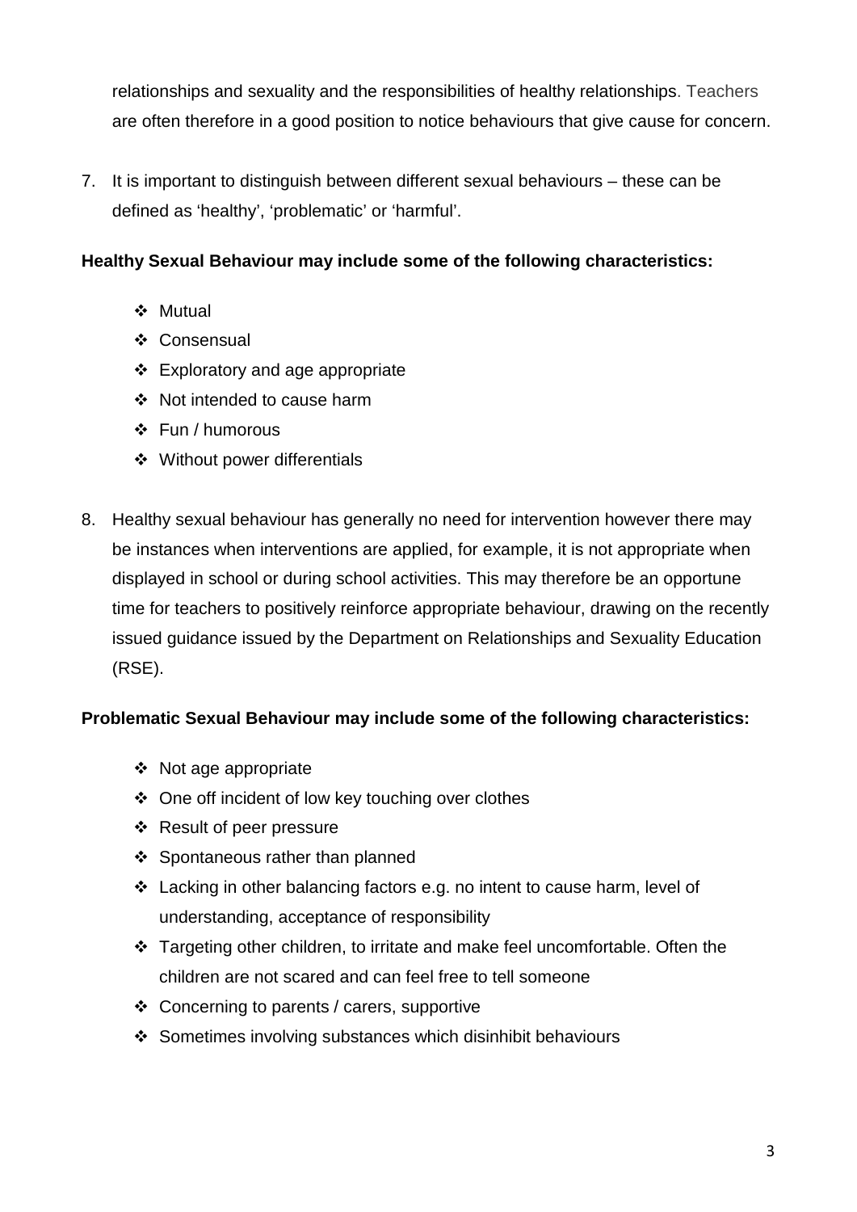relationships and sexuality and the responsibilities of healthy relationships. Teachers are often therefore in a good position to notice behaviours that give cause for concern.

7. It is important to distinguish between different sexual behaviours – these can be defined as 'healthy', 'problematic' or 'harmful'.

**Healthy Sexual Behaviour may include some of the following characteristics:**

- Mutual
- Consensual
- Exploratory and age appropriate
- Not intended to cause harm
- Fun / humorous
- Without power differentials

8. Healthy sexual behaviour has generally no need for intervention however there may be instances when interventions are applied, for example, it is not appropriate when displayed in school or during school activities. This may therefore be an opportune time for teachers to positively reinforce appropriate behaviour, drawing on the recently issued guidance issued by the Department on Relationships and Sexuality Education (RSE).

**Problematic Sexual Behaviour may include some of the following characteristics:**

- Not age appropriate
- One off incident of low key touching over clothes
- Result of peer pressure
- Spontaneous rather than planned
- Lacking in other balancing factors e.g. no intent to cause harm, level of understanding, acceptance of responsibility
- Targeting other children, to irritate and make feel uncomfortable. Often the children are not scared and can feel free to tell someone
- Concerning to parents / carers, supportive
- Sometimes involving substances which disinhibit behaviours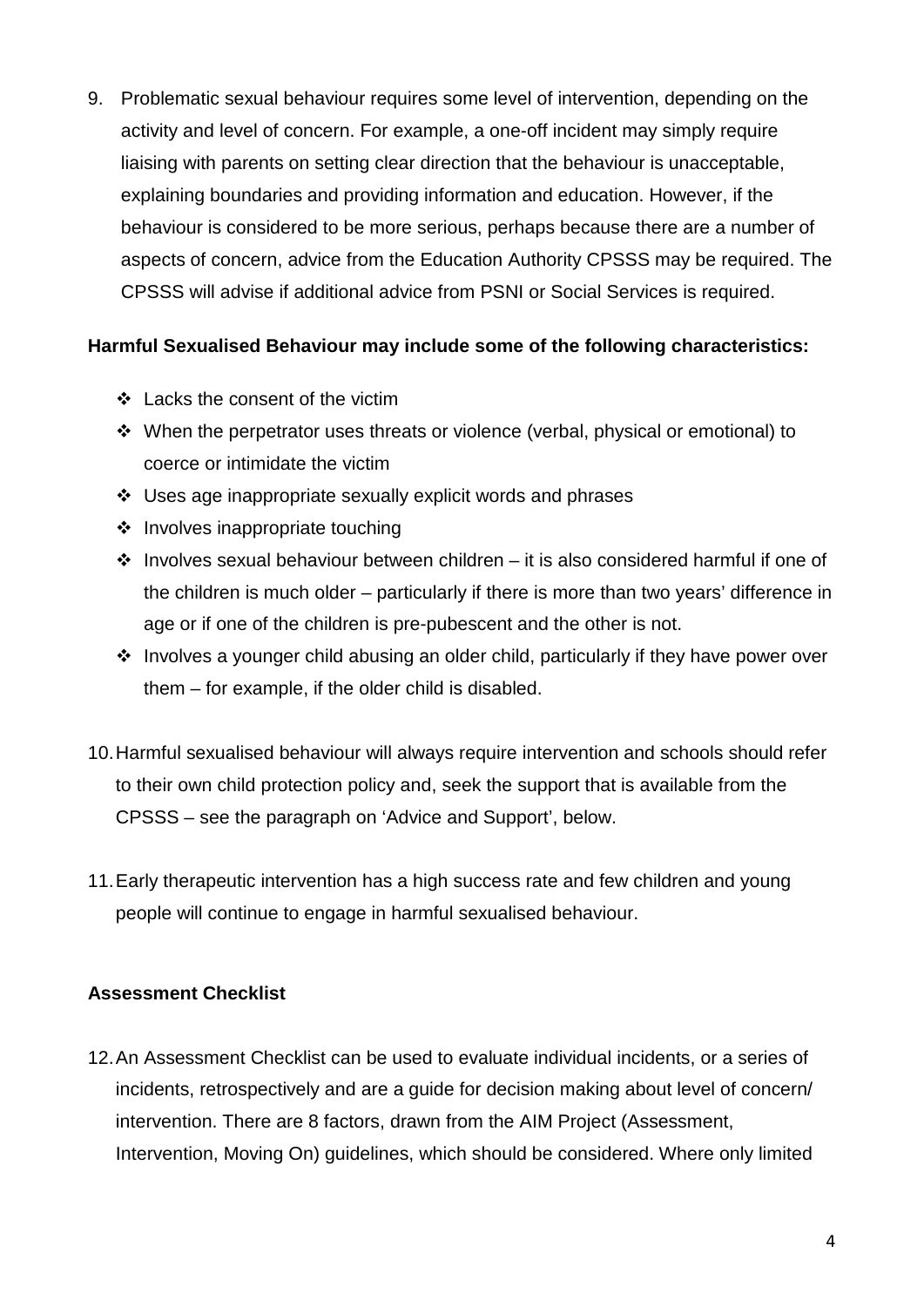9. Problematic sexual behaviour requires some level of intervention, depending on the activity and level of concern. For example, a one-off incident may simply require liaising with parents on setting clear direction that the behaviour is unacceptable, explaining boundaries and providing information and education. However, if the behaviour is considered to be more serious, perhaps because there are a number of aspects of concern, advice from the Education Authority CPSSS may be required. The CPSSS will advise if additional advice from PSNI or Social Services is required.

**Harmful Sexualised Behaviour may include some of the following characteristics:**

- Lacks the consent of the victim
- When the perpetrator uses threats or violence (verbal, physical or emotional) to coerce or intimidate the victim
- Uses age inappropriate sexually explicit words and phrases
- Involves inappropriate touching
- Involves sexual behaviour between children – it is also considered harmful if one of the children is much older – particularly if there is more than two years' difference in age or if one of the children is pre-pubescent and the other is not.
- Involves a younger child abusing an older child, particularly if they have power over them – for example, if the older child is disabled.

10. Harmful sexualised behaviour will always require intervention and schools should refer to their own child protection policy and, seek the support that is available from the CPSSS – see the paragraph on 'Advice and Support', below.

11. Early therapeutic intervention has a high success rate and few children and young people will continue to engage in harmful sexualised behaviour.

**Assessment Checklist**

12. An Assessment Checklist can be used to evaluate individual incidents, or a series of incidents, retrospectively and are a guide for decision making about level of concern/ intervention. There are 8 factors, drawn from the AIM Project (Assessment, Intervention, Moving On) guidelines, which should be considered. Where only limited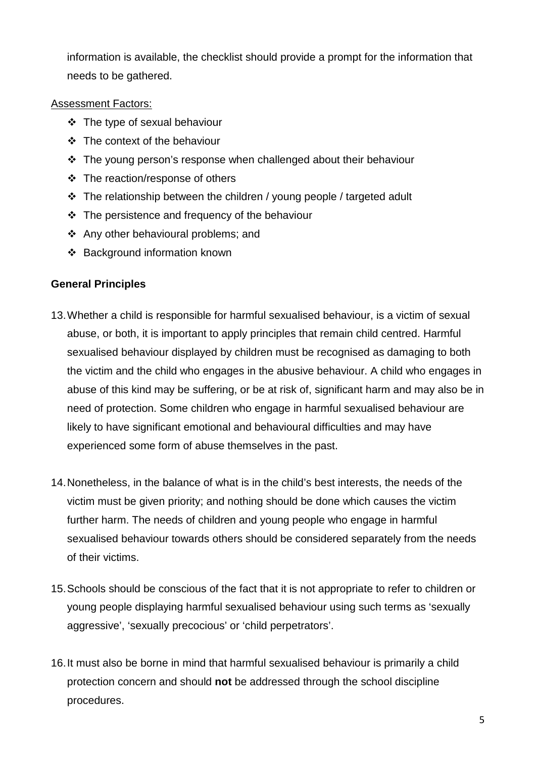information is available, the checklist should provide a prompt for the information that needs to be gathered.

Assessment Factors:

- The type of sexual behaviour
- The context of the behaviour
- The young person's response when challenged about their behaviour
- The reaction/response of others
- The relationship between the children / young people / targeted adult
- The persistence and frequency of the behaviour
- Any other behavioural problems; and
- Background information known

**General Principles**

13. Whether a child is responsible for harmful sexualised behaviour, is a victim of sexual abuse, or both, it is important to apply principles that remain child centred. Harmful sexualised behaviour displayed by children must be recognised as damaging to both the victim and the child who engages in the abusive behaviour. A child who engages in abuse of this kind may be suffering, or be at risk of, significant harm and may also be in need of protection. Some children who engage in harmful sexualised behaviour are likely to have significant emotional and behavioural difficulties and may have experienced some form of abuse themselves in the past.

14. Nonetheless, in the balance of what is in the child's best interests, the needs of the victim must be given priority; and nothing should be done which causes the victim further harm. The needs of children and young people who engage in harmful sexualised behaviour towards others should be considered separately from the needs of their victims.

15. Schools should be conscious of the fact that it is not appropriate to refer to children or young people displaying harmful sexualised behaviour using such terms as 'sexually aggressive', 'sexually precocious' or 'child perpetrators'.

16. It must also be borne in mind that harmful sexualised behaviour is primarily a child protection concern and should **not** be addressed through the school discipline procedures.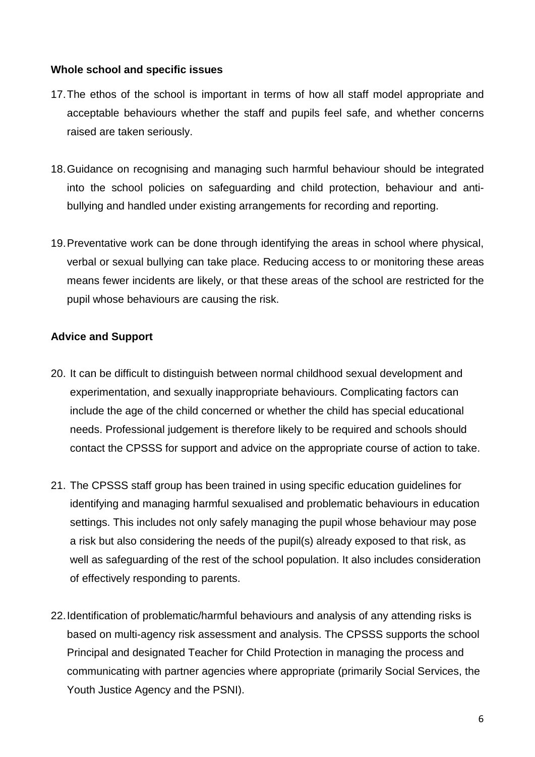**Whole school and specific issues**

17. The ethos of the school is important in terms of how all staff model appropriate and acceptable behaviours whether the staff and pupils feel safe, and whether concerns raised are taken seriously.

18. Guidance on recognising and managing such harmful behaviour should be integrated into the school policies on safeguarding and child protection, behaviour and anti-bullying and handled under existing arrangements for recording and reporting.

19. Preventative work can be done through identifying the areas in school where physical, verbal or sexual bullying can take place. Reducing access to or monitoring these areas means fewer incidents are likely, or that these areas of the school are restricted for the pupil whose behaviours are causing the risk.

**Advice and Support**

20. It can be difficult to distinguish between normal childhood sexual development and experimentation, and sexually inappropriate behaviours. Complicating factors can include the age of the child concerned or whether the child has special educational needs. Professional judgement is therefore likely to be required and schools should contact the CPSSS for support and advice on the appropriate course of action to take.

21. The CPSSS staff group has been trained in using specific education guidelines for identifying and managing harmful sexualised and problematic behaviours in education settings. This includes not only safely managing the pupil whose behaviour may pose a risk but also considering the needs of the pupil(s) already exposed to that risk, as well as safeguarding of the rest of the school population. It also includes consideration of effectively responding to parents.

22. Identification of problematic/harmful behaviours and analysis of any attending risks is based on multi-agency risk assessment and analysis. The CPSSS supports the school Principal and designated Teacher for Child Protection in managing the process and communicating with partner agencies where appropriate (primarily Social Services, the Youth Justice Agency and the PSNI).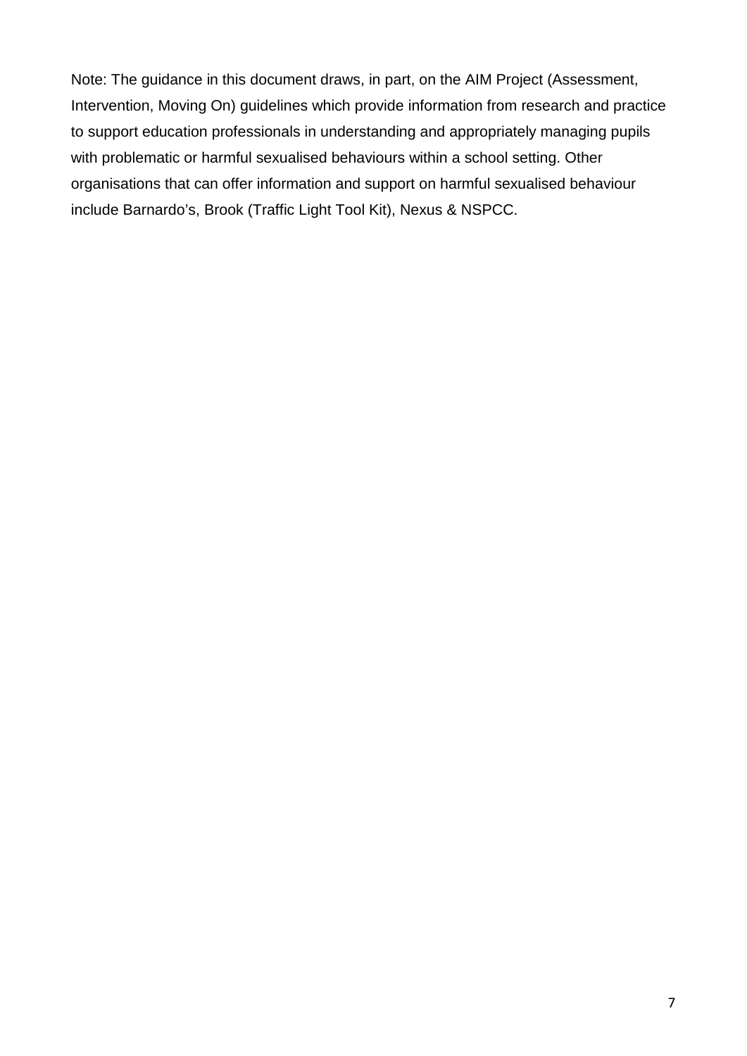Note: The guidance in this document draws, in part, on the AIM Project (Assessment, Intervention, Moving On) guidelines which provide information from research and practice to support education professionals in understanding and appropriately managing pupils with problematic or harmful sexualised behaviours within a school setting. Other organisations that can offer information and support on harmful sexualised behaviour include Barnardo's, Brook (Traffic Light Tool Kit), Nexus & NSPCC.